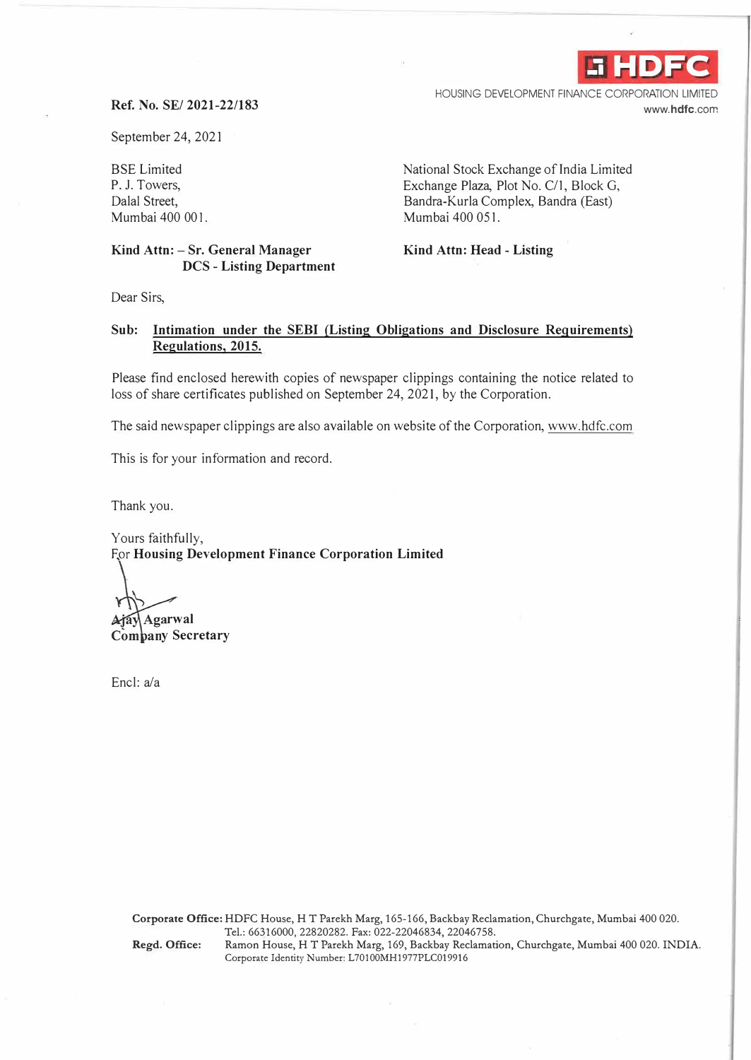HDFC

HOUSING DEVELOPMENT FINANCE CORPORATION LIMITED
www.hdfc.com

**Ref. No. SE/ 2021-22/183**

September 24, 2021

BSE Limited
P. J. Towers,
Dalal Street,
Mumbai 400 001.

**Kind Attn: – Sr. General Manager**
**DCS - Listing Department**

National Stock Exchange of India Limited
Exchange Plaza, Plot No. C/1, Block G,
Bandra-Kurla Complex, Bandra (East)
Mumbai 400 051.

**Kind Attn: Head - Listing**

Dear Sirs,

**Sub: Intimation under the SEBI (Listing Obligations and Disclosure Requirements) Regulations, 2015.**

Please find enclosed herewith copies of newspaper clippings containing the notice related to loss of share certificates published on September 24, 2021, by the Corporation.

The said newspaper clippings are also available on website of the Corporation, www.hdfc.com

This is for your information and record.

Thank you.

Yours faithfully,
For **Housing Development Finance Corporation Limited**

**Ajay Agarwal**
**Company Secretary**

Encl: a/a

**Corporate Office:** HDFC House, H T Parekh Marg, 165-166, Backbay Reclamation, Churchgate, Mumbai 400 020. Tel.: 66316000, 22820282. Fax: 022-22046834, 22046758.
**Regd. Office:** Ramon House, H T Parekh Marg, 169, Backbay Reclamation, Churchgate, Mumbai 400 020. INDIA. Corporate Identity Number: L70100MH1977PLC019916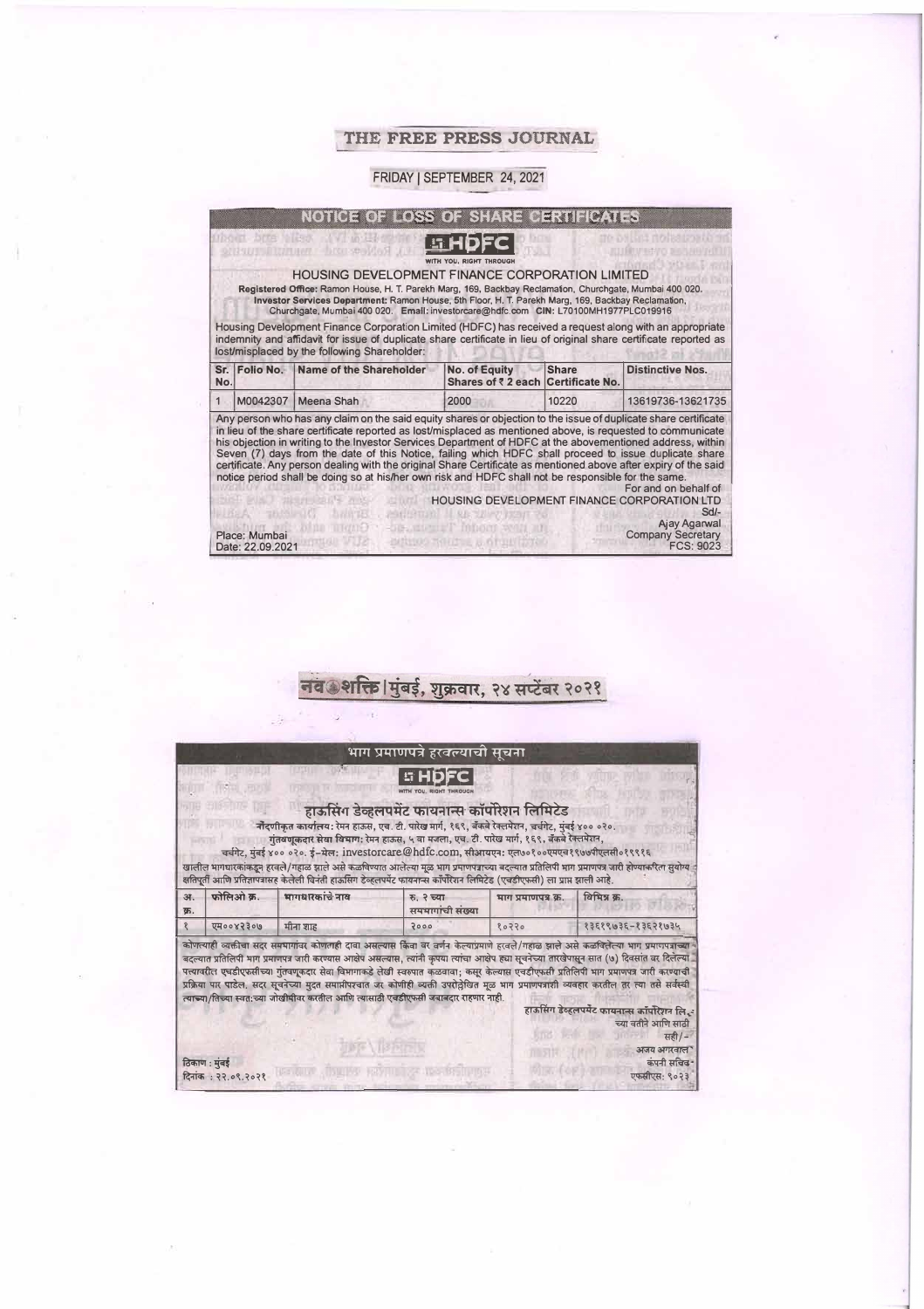# THE FREE PRESS JOURNAL

FRIDAY | SEPTEMBER 24, 2021

## NOTICE OF LOSS OF SHARE CERTIFICATES

HDFC
WITH YOU, RIGHT THROUGH

### HOUSING DEVELOPMENT FINANCE CORPORATION LIMITED

**Registered Office:** Ramon House, H. T. Parekh Marg, 169, Backbay Reclamation, Churchgate, Mumbai 400 020.
**Investor Services Department:** Ramon House, 5th Floor, H. T. Parekh Marg, 169, Backbay Reclamation, Churchgate, Mumbai 400 020. **Email:** investorcare@hdfc.com **CIN:** L70100MH1977PLC019916

Housing Development Finance Corporation Limited (HDFC) has received a request along with an appropriate indemnity and affidavit for issue of duplicate share certificate in lieu of original share certificate reported as lost/misplaced by the following Shareholder:

| Sr. No. | Folio No. | Name of the Shareholder | No. of Equity Shares of ₹ 2 each | Share Certificate No. | Distinctive Nos. |
|---|---|---|---|---|---|
| 1 | M0042307 | Meena Shah | 2000 | 10220 | 13619736-13621735 |

Any person who has any claim on the said equity shares or objection to the issue of duplicate share certificate in lieu of the share certificate reported as lost/misplaced as mentioned above, is requested to communicate his objection in writing to the Investor Services Department of HDFC at the abovementioned address, within Seven (7) days from the date of this Notice, failing which HDFC shall proceed to issue duplicate share certificate. Any person dealing with the original Share Certificate as mentioned above after expiry of the said notice period shall be doing so at his/her own risk and HDFC shall not be responsible for the same.

For and on behalf of
HOUSING DEVELOPMENT FINANCE CORPORATION LTD
Sd/-
Ajay Agarwal
Company Secretary
FCS: 9023

Place: Mumbai
Date: 22.09.2021

# नवशक्ति | मुंबई, शुक्रवार, २४ सप्टेंबर २०२१

## भाग प्रमाणपत्रे हरवल्याची सूचना

HDFC
WITH YOU, RIGHT THROUGH

### हाऊसिंग डेव्हलपमेंट फायनान्स कॉर्पोरेशन लिमिटेड

**नोंदणीकृत कार्यालय:** रेमन हाऊस, एच. टी. पारेख मार्ग, १६९, बॅकबे रेक्लमेशन, चर्चगेट, मुंबई ४०० ०२०.
**गुंतवणूकदार सेवा विभाग:** रेमन हाऊस, ५ वा मजला, एच. टी. पारेख मार्ग, १६९, बॅकबे रेक्लमेशन, चर्चगेट, मुंबई ४०० ०२०. ई-मेल: investorcare@hdfc.com, सीआयएन: एल७०१००एमएच१९७७पीएलसी०१९९१६

खालील भागधारकांकडून हरवले/गहाळ झाले असे कळविण्यात आलेल्या मूळ भाग प्रमाणपत्राच्या बदल्यात प्रतिलिपी भाग प्रमाणपत्र जारी होण्याकरिता सुयोग्य क्षतिपूर्ती आणि प्रतिज्ञापत्रासह केलेली विनंती हाऊसिंग डेव्हलपमेंट फायनान्स कॉर्पोरेशन लिमिटेड (एचडीएफसी) ला प्राप्त झाली आहे.

| अ. क्र. | फोलिओ क्र. | भागधारकांचे नाव | रु. २ च्या समभागांची संख्या | भाग प्रमाणपत्र क्र. | विभिन्न क्र. |
|---|---|---|---|---|---|
| १ | एम००४२३०७ | मीना शाह | २००० | १०२२० | १३६१९७३६-१३६२१७३५ |

कोणत्याही व्यक्तीचा सदर समभागांवर कोणताही दावा असल्यास किंवा वर वर्णन केल्याप्रमाणे हरवले/गहाळ झाले असे कळविलेल्या भाग प्रमाणपत्राच्या बदल्यात प्रतिलिपी भाग प्रमाणपत्र जारी करण्यास आक्षेप असल्यास, त्यांनी कृपया त्यांचा आक्षेप ह्या सूचनेच्या तारखेपासून सात (७) दिवसांत वर दिलेल्या पत्त्यावरील एचडीएफसीच्या गुंतवणूकदार सेवा विभागाकडे लेखी स्वरूपात कळवावा; कसूर केल्यास एचडीएफसी प्रतिलिपी भाग प्रमाणपत्र जारी करण्याची प्रक्रिया पार पाडेल. सदर सूचनेच्या मुदत समाप्तीपश्चात जर कोणीही व्यक्ती उपरोल्लेखित मूळ भाग प्रमाणपत्राशी व्यवहार करतील तर त्या तसे सर्वस्वी त्याच्या/तिच्या स्वतःच्या जोखीमीवर करतील आणि त्यासाठी एचडीएफसी जबाबदार राहणार नाही.

हाऊसिंग डेव्हलपमेंट फायनान्स कॉर्पोरेशन लि.
च्या वतीने आणि साठी
सही/-
अजय अगरवाल
कंपनी सचिव
एफसीएस: ९०२३

ठिकाण : मुंबई
दिनांक : २२.०९.२०२१